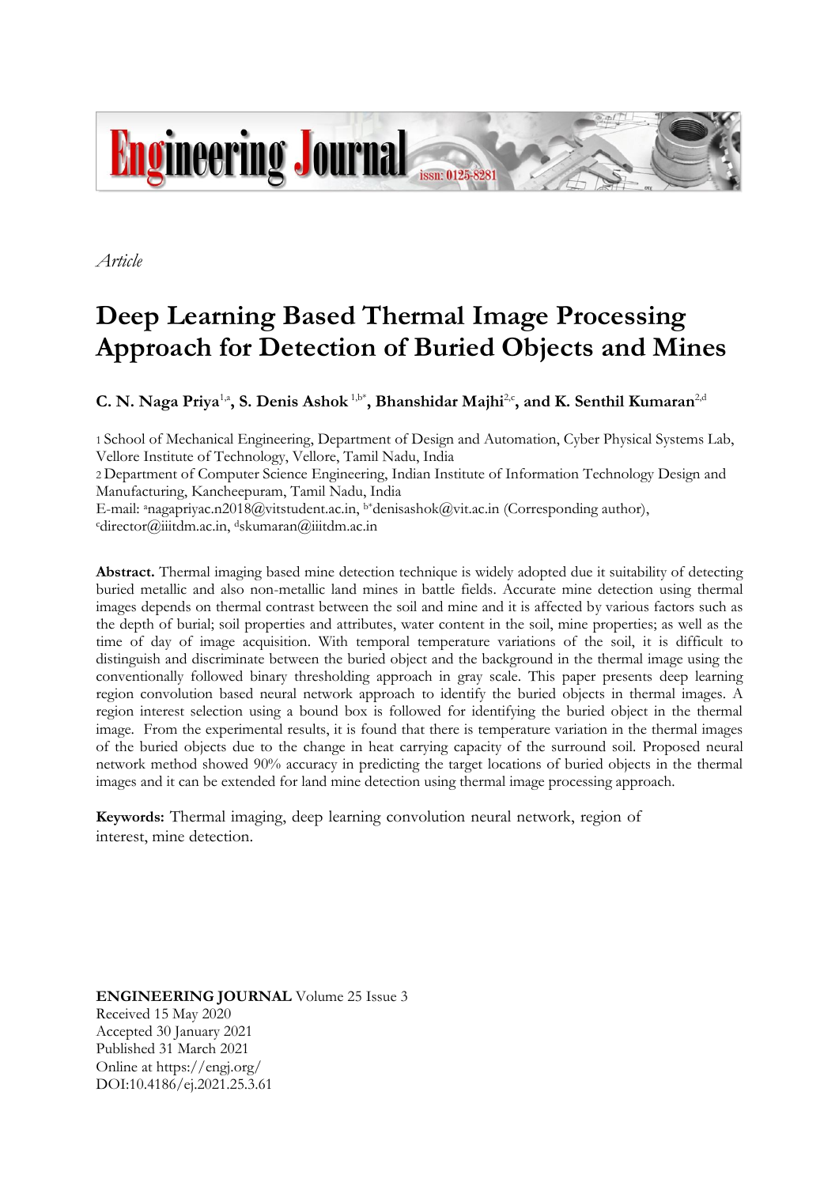*Article*

# Deep Learning Based Thermal Image Processing Approach for Detection of Buried Objects and Mines

**C. N. Naga Priya[1,a], S. Denis Ashok[1,b*], Bhanshidar Majhi[2,c], and K. Senthil Kumaran[2,d]**

1 School of Mechanical Engineering, Department of Design and Automation, Cyber Physical Systems Lab, Vellore Institute of Technology, Vellore, Tamil Nadu, India

2 Department of Computer Science Engineering, Indian Institute of Information Technology Design and Manufacturing, Kancheepuram, Tamil Nadu, India

E-mail: [a]nagapriyac.n2018@vitstudent.ac.in, [b*]denisashok@vit.ac.in (Corresponding author), [c]director@iiitdm.ac.in, [d]skumaran@iiitdm.ac.in

**Abstract.** Thermal imaging based mine detection technique is widely adopted due it suitability of detecting buried metallic and also non-metallic land mines in battle fields. Accurate mine detection using thermal images depends on thermal contrast between the soil and mine and it is affected by various factors such as the depth of burial; soil properties and attributes, water content in the soil, mine properties; as well as the time of day of image acquisition. With temporal temperature variations of the soil, it is difficult to distinguish and discriminate between the buried object and the background in the thermal image using the conventionally followed binary thresholding approach in gray scale. This paper presents deep learning region convolution based neural network approach to identify the buried objects in thermal images. A region interest selection using a bound box is followed for identifying the buried object in the thermal image. From the experimental results, it is found that there is temperature variation in the thermal images of the buried objects due to the change in heat carrying capacity of the surround soil. Proposed neural network method showed 90% accuracy in predicting the target locations of buried objects in the thermal images and it can be extended for land mine detection using thermal image processing approach.

**Keywords:** Thermal imaging, deep learning convolution neural network, region of interest, mine detection.

**ENGINEERING JOURNAL** Volume 25 Issue 3
Received 15 May 2020
Accepted 30 January 2021
Published 31 March 2021
Online at https://engj.org/
DOI:10.4186/ej.2021.25.3.61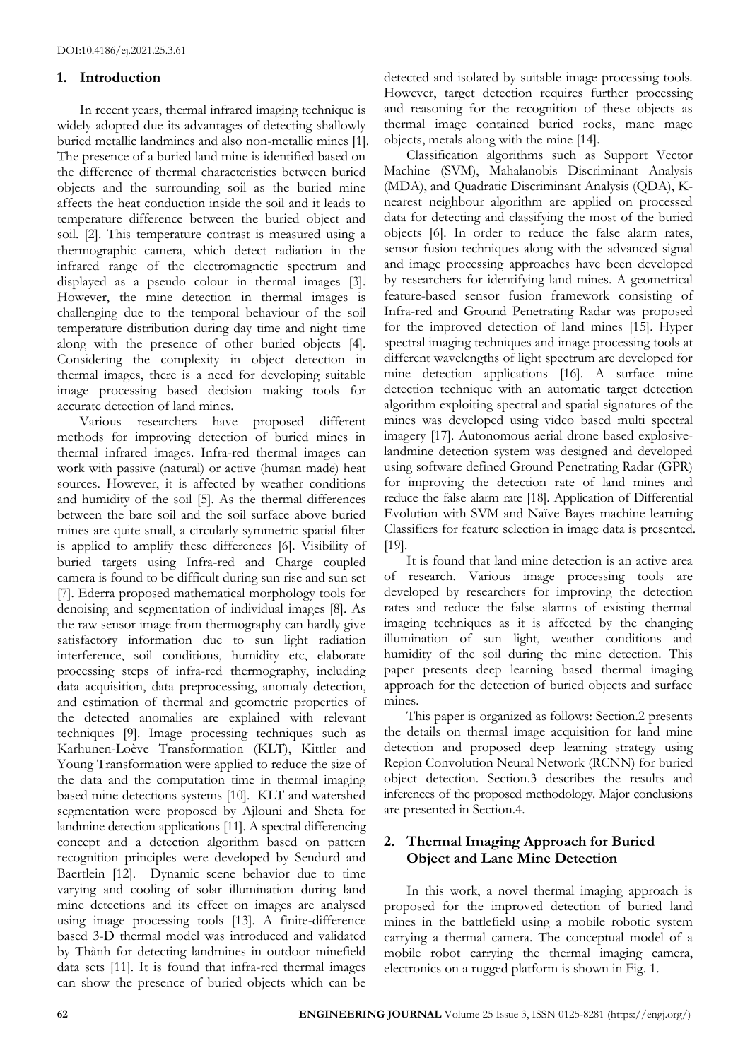## 1. Introduction

In recent years, thermal infrared imaging technique is widely adopted due its advantages of detecting shallowly buried metallic landmines and also non-metallic mines [1]. The presence of a buried land mine is identified based on the difference of thermal characteristics between buried objects and the surrounding soil as the buried mine affects the heat conduction inside the soil and it leads to temperature difference between the buried object and soil. [2]. This temperature contrast is measured using a thermographic camera, which detect radiation in the infrared range of the electromagnetic spectrum and displayed as a pseudo colour in thermal images [3]. However, the mine detection in thermal images is challenging due to the temporal behaviour of the soil temperature distribution during day time and night time along with the presence of other buried objects [4]. Considering the complexity in object detection in thermal images, there is a need for developing suitable image processing based decision making tools for accurate detection of land mines.

Various researchers have proposed different methods for improving detection of buried mines in thermal infrared images. Infra-red thermal images can work with passive (natural) or active (human made) heat sources. However, it is affected by weather conditions and humidity of the soil [5]. As the thermal differences between the bare soil and the soil surface above buried mines are quite small, a circularly symmetric spatial filter is applied to amplify these differences [6]. Visibility of buried targets using Infra-red and Charge coupled camera is found to be difficult during sun rise and sun set [7]. Ederra proposed mathematical morphology tools for denoising and segmentation of individual images [8]. As the raw sensor image from thermography can hardly give satisfactory information due to sun light radiation interference, soil conditions, humidity etc, elaborate processing steps of infra-red thermography, including data acquisition, data preprocessing, anomaly detection, and estimation of thermal and geometric properties of the detected anomalies are explained with relevant techniques [9]. Image processing techniques such as Karhunen-Loève Transformation (KLT), Kittler and Young Transformation were applied to reduce the size of the data and the computation time in thermal imaging based mine detections systems [10]. KLT and watershed segmentation were proposed by Ajlouni and Sheta for landmine detection applications [11]. A spectral differencing concept and a detection algorithm based on pattern recognition principles were developed by Sendurd and Baertlein [12]. Dynamic scene behavior due to time varying and cooling of solar illumination during land mine detections and its effect on images are analysed using image processing tools [13]. A finite-difference based 3-D thermal model was introduced and validated by Thành for detecting landmines in outdoor minefield data sets [11]. It is found that infra-red thermal images can show the presence of buried objects which can be detected and isolated by suitable image processing tools. However, target detection requires further processing and reasoning for the recognition of these objects as thermal image contained buried rocks, mane mage objects, metals along with the mine [14].

Classification algorithms such as Support Vector Machine (SVM), Mahalanobis Discriminant Analysis (MDA), and Quadratic Discriminant Analysis (QDA), K-nearest neighbour algorithm are applied on processed data for detecting and classifying the most of the buried objects [6]. In order to reduce the false alarm rates, sensor fusion techniques along with the advanced signal and image processing approaches have been developed by researchers for identifying land mines. A geometrical feature-based sensor fusion framework consisting of Infra-red and Ground Penetrating Radar was proposed for the improved detection of land mines [15]. Hyper spectral imaging techniques and image processing tools at different wavelengths of light spectrum are developed for mine detection applications [16]. A surface mine detection technique with an automatic target detection algorithm exploiting spectral and spatial signatures of the mines was developed using video based multi spectral imagery [17]. Autonomous aerial drone based explosive-landmine detection system was designed and developed using software defined Ground Penetrating Radar (GPR) for improving the detection rate of land mines and reduce the false alarm rate [18]. Application of Differential Evolution with SVM and Naïve Bayes machine learning Classifiers for feature selection in image data is presented. [19].

It is found that land mine detection is an active area of research. Various image processing tools are developed by researchers for improving the detection rates and reduce the false alarms of existing thermal imaging techniques as it is affected by the changing illumination of sun light, weather conditions and humidity of the soil during the mine detection. This paper presents deep learning based thermal imaging approach for the detection of buried objects and surface mines.

This paper is organized as follows: Section.2 presents the details on thermal image acquisition for land mine detection and proposed deep learning strategy using Region Convolution Neural Network (RCNN) for buried object detection. Section.3 describes the results and inferences of the proposed methodology. Major conclusions are presented in Section.4.

## 2. Thermal Imaging Approach for Buried Object and Lane Mine Detection

In this work, a novel thermal imaging approach is proposed for the improved detection of buried land mines in the battlefield using a mobile robotic system carrying a thermal camera. The conceptual model of a mobile robot carrying the thermal imaging camera, electronics on a rugged platform is shown in Fig. 1.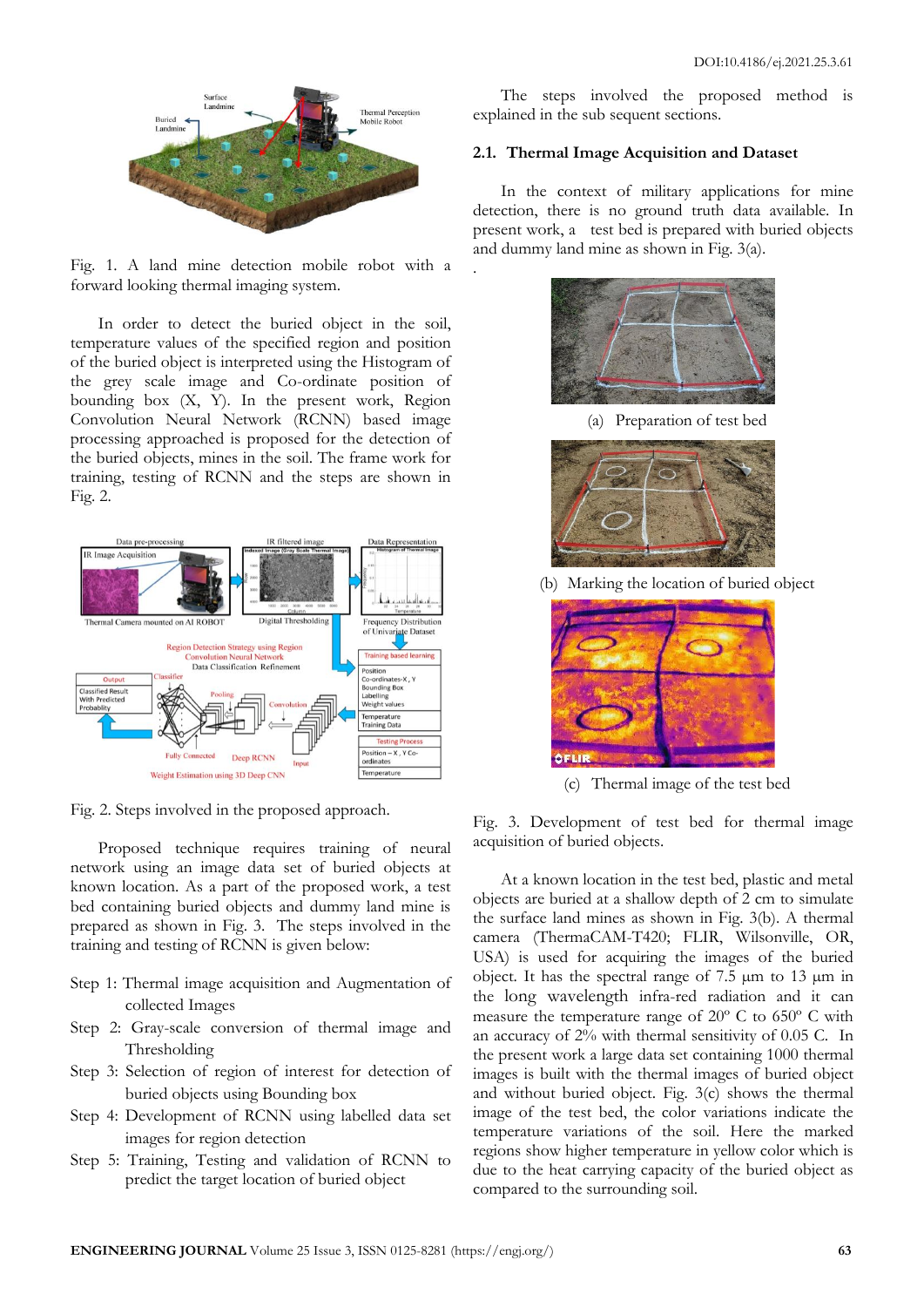Fig. 1. A land mine detection mobile robot with a forward looking thermal imaging system.

In order to detect the buried object in the soil, temperature values of the specified region and position of the buried object is interpreted using the Histogram of the grey scale image and Co-ordinate position of bounding box (X, Y). In the present work, Region Convolution Neural Network (RCNN) based image processing approached is proposed for the detection of the buried objects, mines in the soil. The frame work for training, testing of RCNN and the steps are shown in Fig. 2.

Fig. 2. Steps involved in the proposed approach.

Proposed technique requires training of neural network using an image data set of buried objects at known location. As a part of the proposed work, a test bed containing buried objects and dummy land mine is prepared as shown in Fig. 3. The steps involved in the training and testing of RCNN is given below:

Step 1: Thermal image acquisition and Augmentation of collected Images

Step 2: Gray-scale conversion of thermal image and Thresholding

Step 3: Selection of region of interest for detection of buried objects using Bounding box

Step 4: Development of RCNN using labelled data set images for region detection

Step 5: Training, Testing and validation of RCNN to predict the target location of buried object

The steps involved the proposed method is explained in the sub sequent sections.

## 2.1. Thermal Image Acquisition and Dataset

In the context of military applications for mine detection, there is no ground truth data available. In present work, a test bed is prepared with buried objects and dummy land mine as shown in Fig. 3(a).

(a) Preparation of test bed

(b) Marking the location of buried object

(c) Thermal image of the test bed

Fig. 3. Development of test bed for thermal image acquisition of buried objects.

At a known location in the test bed, plastic and metal objects are buried at a shallow depth of 2 cm to simulate the surface land mines as shown in Fig. 3(b). A thermal camera (ThermaCAM-T420; FLIR, Wilsonville, OR, USA) is used for acquiring the images of the buried object. It has the spectral range of 7.5 µm to 13 µm in the long wavelength infra-red radiation and it can measure the temperature range of 20º C to 650º C with an accuracy of 2% with thermal sensitivity of 0.05 C. In the present work a large data set containing 1000 thermal images is built with the thermal images of buried object and without buried object. Fig. 3(c) shows the thermal image of the test bed, the color variations indicate the temperature variations of the soil. Here the marked regions show higher temperature in yellow color which is due to the heat carrying capacity of the buried object as compared to the surrounding soil.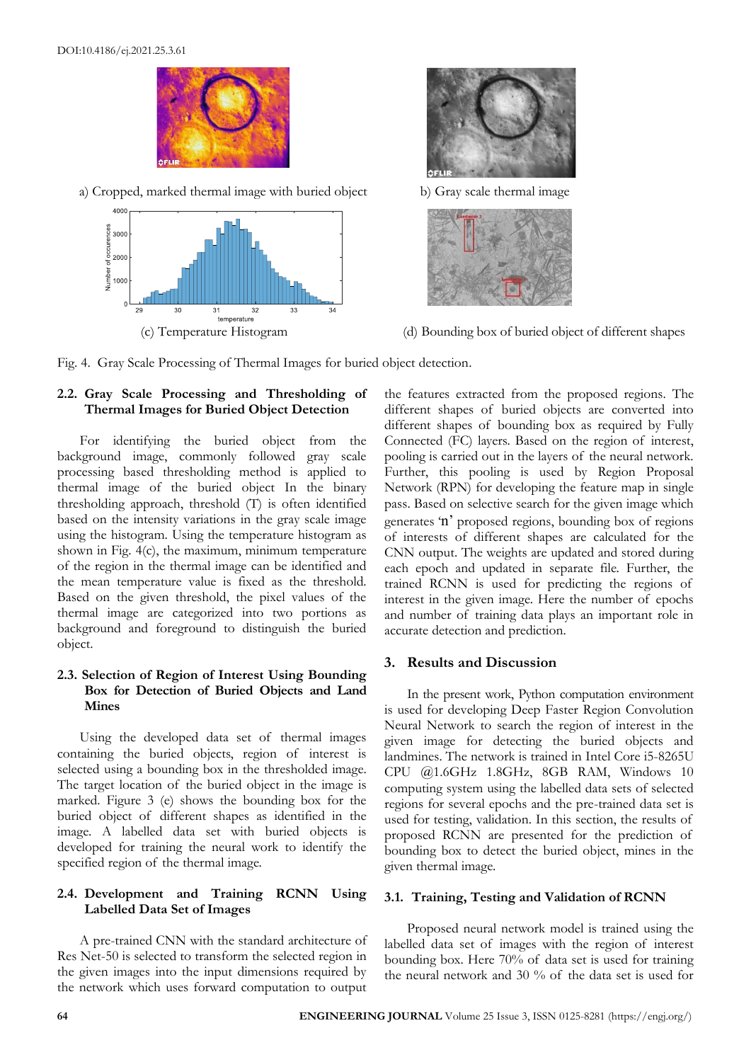a) Cropped, marked thermal image with buried object

b) Gray scale thermal image

4000
3000
2000
1000
0
Number of occurences
29 30 31 32 33 34
temperature

(c) Temperature Histogram

(d) Bounding box of buried object of different shapes

Fig. 4. Gray Scale Processing of Thermal Images for buried object detection.

### 2.2. Gray Scale Processing and Thresholding of Thermal Images for Buried Object Detection

For identifying the buried object from the background image, commonly followed gray scale processing based thresholding method is applied to thermal image of the buried object In the binary thresholding approach, threshold (T) is often identified based on the intensity variations in the gray scale image using the histogram. Using the temperature histogram as shown in Fig. 4(c), the maximum, minimum temperature of the region in the thermal image can be identified and the mean temperature value is fixed as the threshold. Based on the given threshold, the pixel values of the thermal image are categorized into two portions as background and foreground to distinguish the buried object.

### 2.3. Selection of Region of Interest Using Bounding Box for Detection of Buried Objects and Land Mines

Using the developed data set of thermal images containing the buried objects, region of interest is selected using a bounding box in the thresholded image. The target location of the buried object in the image is marked. Figure 3 (e) shows the bounding box for the buried object of different shapes as identified in the image. A labelled data set with buried objects is developed for training the neural work to identify the specified region of the thermal image.

### 2.4. Development and Training RCNN Using Labelled Data Set of Images

A pre-trained CNN with the standard architecture of Res Net-50 is selected to transform the selected region in the given images into the input dimensions required by the network which uses forward computation to output the features extracted from the proposed regions. The different shapes of buried objects are converted into different shapes of bounding box as required by Fully Connected (FC) layers. Based on the region of interest, pooling is carried out in the layers of the neural network. Further, this pooling is used by Region Proposal Network (RPN) for developing the feature map in single pass. Based on selective search for the given image which generates 'n' proposed regions, bounding box of regions of interests of different shapes are calculated for the CNN output. The weights are updated and stored during each epoch and updated in separate file. Further, the trained RCNN is used for predicting the regions of interest in the given image. Here the number of epochs and number of training data plays an important role in accurate detection and prediction.

## 3. Results and Discussion

In the present work, Python computation environment is used for developing Deep Faster Region Convolution Neural Network to search the region of interest in the given image for detecting the buried objects and landmines. The network is trained in Intel Core i5-8265U CPU @1.6GHz 1.8GHz, 8GB RAM, Windows 10 computing system using the labelled data sets of selected regions for several epochs and the pre-trained data set is used for testing, validation. In this section, the results of proposed RCNN are presented for the prediction of bounding box to detect the buried object, mines in the given thermal image.

### 3.1. Training, Testing and Validation of RCNN

Proposed neural network model is trained using the labelled data set of images with the region of interest bounding box. Here 70% of data set is used for training the neural network and 30 % of the data set is used for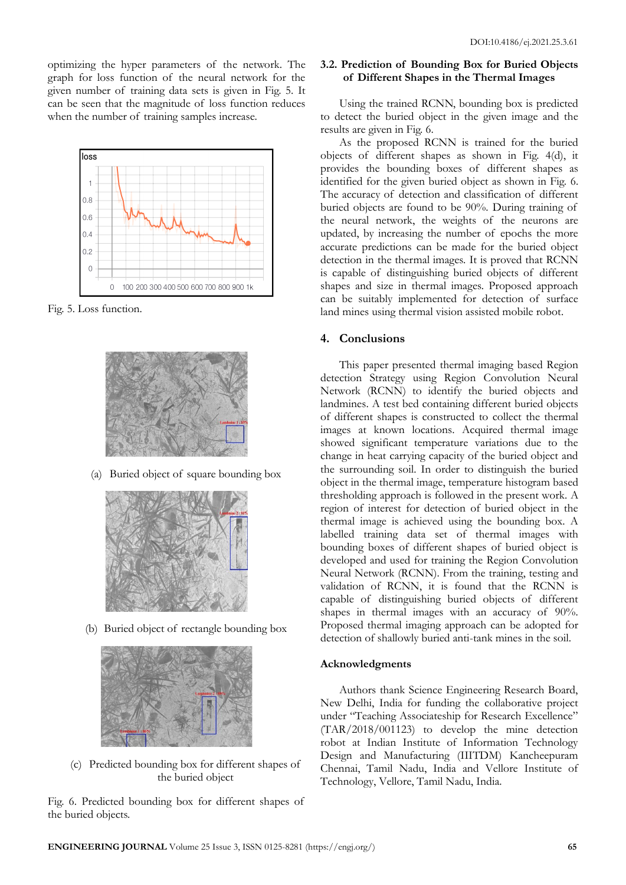optimizing the hyper parameters of the network. The graph for loss function of the neural network for the given number of training data sets is given in Fig. 5. It can be seen that the magnitude of loss function reduces when the number of training samples increase.

loss
1
0.8
0.6
0.4
0.2
0
0 100 200 300 400 500 600 700 800 900 1k

Fig. 5. Loss function.

(a) Buried object of square bounding box

(b) Buried object of rectangle bounding box

(c) Predicted bounding box for different shapes of the buried object

Fig. 6. Predicted bounding box for different shapes of the buried objects.

### 3.2. Prediction of Bounding Box for Buried Objects of Different Shapes in the Thermal Images

Using the trained RCNN, bounding box is predicted to detect the buried object in the given image and the results are given in Fig. 6.

As the proposed RCNN is trained for the buried objects of different shapes as shown in Fig. 4(d), it provides the bounding boxes of different shapes as identified for the given buried object as shown in Fig. 6. The accuracy of detection and classification of different buried objects are found to be 90%. During training of the neural network, the weights of the neurons are updated, by increasing the number of epochs the more accurate predictions can be made for the buried object detection in the thermal images. It is proved that RCNN is capable of distinguishing buried objects of different shapes and size in thermal images. Proposed approach can be suitably implemented for detection of surface land mines using thermal vision assisted mobile robot.

## 4. Conclusions

This paper presented thermal imaging based Region detection Strategy using Region Convolution Neural Network (RCNN) to identify the buried objects and landmines. A test bed containing different buried objects of different shapes is constructed to collect the thermal images at known locations. Acquired thermal image showed significant temperature variations due to the change in heat carrying capacity of the buried object and the surrounding soil. In order to distinguish the buried object in the thermal image, temperature histogram based thresholding approach is followed in the present work. A region of interest for detection of buried object in the thermal image is achieved using the bounding box. A labelled training data set of thermal images with bounding boxes of different shapes of buried object is developed and used for training the Region Convolution Neural Network (RCNN). From the training, testing and validation of RCNN, it is found that the RCNN is capable of distinguishing buried objects of different shapes in thermal images with an accuracy of 90%. Proposed thermal imaging approach can be adopted for detection of shallowly buried anti-tank mines in the soil.

### Acknowledgments

Authors thank Science Engineering Research Board, New Delhi, India for funding the collaborative project under "Teaching Associateship for Research Excellence" (TAR/2018/001123) to develop the mine detection robot at Indian Institute of Information Technology Design and Manufacturing (IIITDM) Kancheepuram Chennai, Tamil Nadu, India and Vellore Institute of Technology, Vellore, Tamil Nadu, India.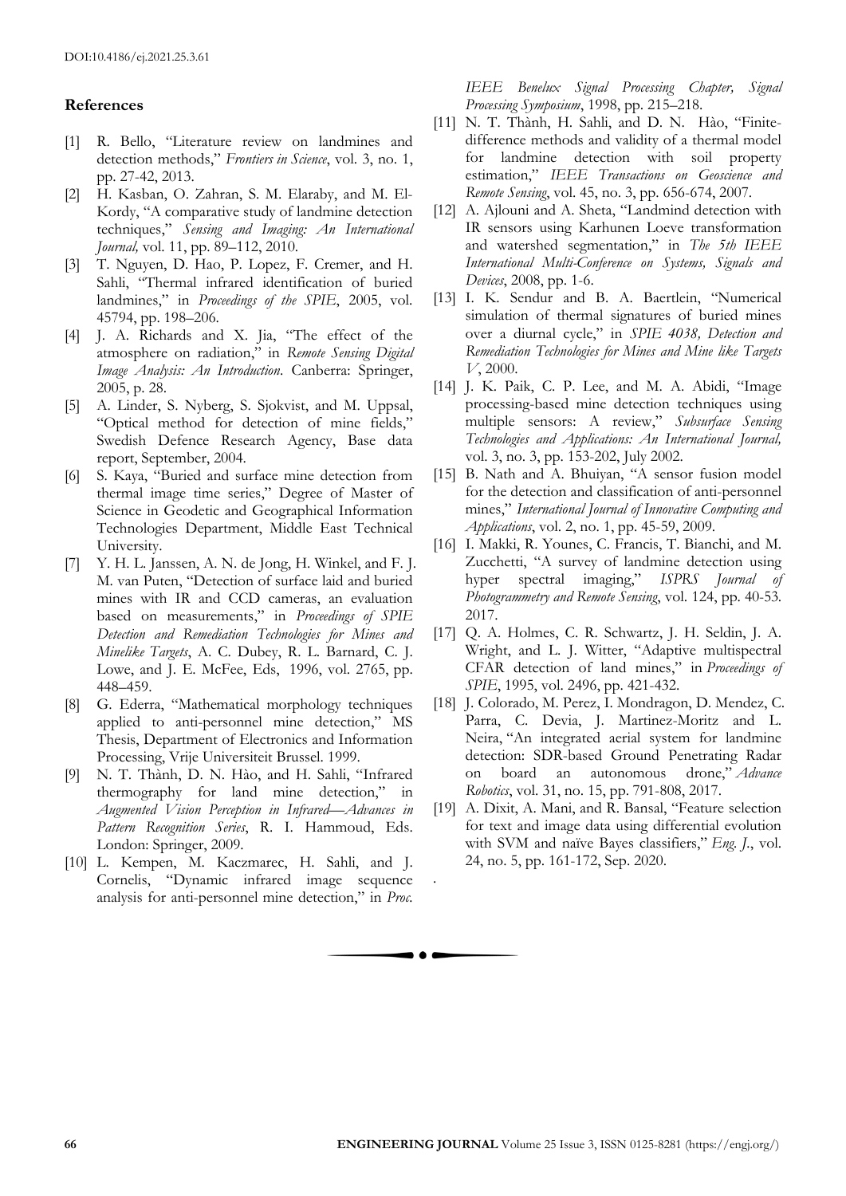## References

[1] R. Bello, "Literature review on landmines and detection methods," *Frontiers in Science*, vol. 3, no. 1, pp. 27-42, 2013.

[2] H. Kasban, O. Zahran, S. M. Elaraby, and M. El-Kordy, "A comparative study of landmine detection techniques," *Sensing and Imaging: An International Journal,* vol. 11, pp. 89–112, 2010.

[3] T. Nguyen, D. Hao, P. Lopez, F. Cremer, and H. Sahli, "Thermal infrared identification of buried landmines," in *Proceedings of the SPIE*, 2005, vol. 45794, pp. 198–206.

[4] J. A. Richards and X. Jia, "The effect of the atmosphere on radiation," in *Remote Sensing Digital Image Analysis: An Introduction*. Canberra: Springer, 2005, p. 28.

[5] A. Linder, S. Nyberg, S. Sjokvist, and M. Uppsal, "Optical method for detection of mine fields," Swedish Defence Research Agency, Base data report, September, 2004.

[6] S. Kaya, "Buried and surface mine detection from thermal image time series," Degree of Master of Science in Geodetic and Geographical Information Technologies Department, Middle East Technical University.

[7] Y. H. L. Janssen, A. N. de Jong, H. Winkel, and F. J. M. van Puten, "Detection of surface laid and buried mines with IR and CCD cameras, an evaluation based on measurements," in *Proceedings of SPIE Detection and Remediation Technologies for Mines and Minelike Targets*, A. C. Dubey, R. L. Barnard, C. J. Lowe, and J. E. McFee, Eds, 1996, vol. 2765, pp. 448–459.

[8] G. Ederra, "Mathematical morphology techniques applied to anti-personnel mine detection," MS Thesis, Department of Electronics and Information Processing, Vrije Universiteit Brussel. 1999.

[9] N. T. Thành, D. N. Hào, and H. Sahli, "Infrared thermography for land mine detection," in *Augmented Vision Perception in Infrared—Advances in Pattern Recognition Series*, R. I. Hammoud, Eds. London: Springer, 2009.

[10] L. Kempen, M. Kaczmarec, H. Sahli, and J. Cornelis, "Dynamic infrared image sequence analysis for anti-personnel mine detection," in *Proc. IEEE Benelux Signal Processing Chapter, Signal Processing Symposium*, 1998, pp. 215–218.

[11] N. T. Thành, H. Sahli, and D. N. Hào, "Finite-difference methods and validity of a thermal model for landmine detection with soil property estimation," *IEEE Transactions on Geoscience and Remote Sensing*, vol. 45, no. 3, pp. 656-674, 2007.

[12] A. Ajlouni and A. Sheta, "Landmind detection with IR sensors using Karhunen Loeve transformation and watershed segmentation," in *The 5th IEEE International Multi-Conference on Systems, Signals and Devices*, 2008, pp. 1-6.

[13] I. K. Sendur and B. A. Baertlein, "Numerical simulation of thermal signatures of buried mines over a diurnal cycle," in *SPIE 4038, Detection and Remediation Technologies for Mines and Mine like Targets V*, 2000.

[14] J. K. Paik, C. P. Lee, and M. A. Abidi, "Image processing-based mine detection techniques using multiple sensors: A review," *Subsurface Sensing Technologies and Applications: An International Journal,* vol. 3, no. 3, pp. 153-202, July 2002.

[15] B. Nath and A. Bhuiyan, "A sensor fusion model for the detection and classification of anti-personnel mines," *International Journal of Innovative Computing and Applications*, vol. 2, no. 1, pp. 45-59, 2009.

[16] I. Makki, R. Younes, C. Francis, T. Bianchi, and M. Zucchetti, "A survey of landmine detection using hyper spectral imaging," *ISPRS Journal of Photogrammetry and Remote Sensing*, vol. 124, pp. 40-53. 2017.

[17] Q. A. Holmes, C. R. Schwartz, J. H. Seldin, J. A. Wright, and L. J. Witter, "Adaptive multispectral CFAR detection of land mines," in *Proceedings of SPIE*, 1995, vol. 2496, pp. 421-432.

[18] J. Colorado, M. Perez, I. Mondragon, D. Mendez, C. Parra, C. Devia, J. Martinez-Moritz and L. Neira, "An integrated aerial system for landmine detection: SDR-based Ground Penetrating Radar on board an autonomous drone," *Advance Robotics*, vol. 31, no. 15, pp. 791-808, 2017.

[19] A. Dixit, A. Mani, and R. Bansal, "Feature selection for text and image data using differential evolution with SVM and naïve Bayes classifiers," *Eng. J.*, vol. 24, no. 5, pp. 161-172, Sep. 2020.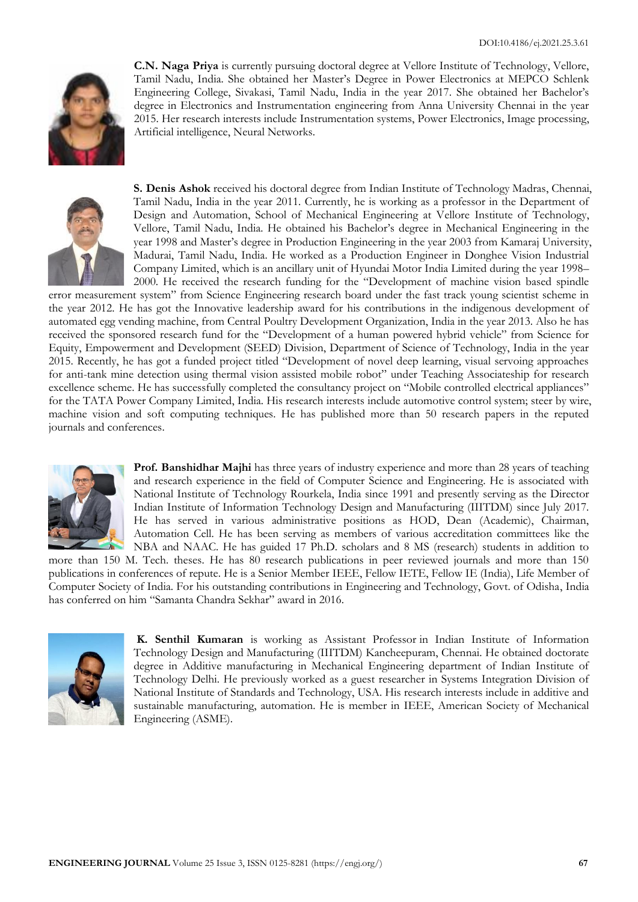**C.N. Naga Priya** is currently pursuing doctoral degree at Vellore Institute of Technology, Vellore, Tamil Nadu, India. She obtained her Master's Degree in Power Electronics at MEPCO Schlenk Engineering College, Sivakasi, Tamil Nadu, India in the year 2017. She obtained her Bachelor's degree in Electronics and Instrumentation engineering from Anna University Chennai in the year 2015. Her research interests include Instrumentation systems, Power Electronics, Image processing, Artificial intelligence, Neural Networks.

**S. Denis Ashok** received his doctoral degree from Indian Institute of Technology Madras, Chennai, Tamil Nadu, India in the year 2011. Currently, he is working as a professor in the Department of Design and Automation, School of Mechanical Engineering at Vellore Institute of Technology, Vellore, Tamil Nadu, India. He obtained his Bachelor's degree in Mechanical Engineering in the year 1998 and Master's degree in Production Engineering in the year 2003 from Kamaraj University, Madurai, Tamil Nadu, India. He worked as a Production Engineer in Donghee Vision Industrial Company Limited, which is an ancillary unit of Hyundai Motor India Limited during the year 1998–2000. He received the research funding for the "Development of machine vision based spindle error measurement system" from Science Engineering research board under the fast track young scientist scheme in the year 2012. He has got the Innovative leadership award for his contributions in the indigenous development of automated egg vending machine, from Central Poultry Development Organization, India in the year 2013. Also he has received the sponsored research fund for the "Development of a human powered hybrid vehicle" from Science for Equity, Empowerment and Development (SEED) Division, Department of Science of Technology, India in the year 2015. Recently, he has got a funded project titled "Development of novel deep learning, visual servoing approaches for anti-tank mine detection using thermal vision assisted mobile robot" under Teaching Associateship for research excellence scheme. He has successfully completed the consultancy project on "Mobile controlled electrical appliances" for the TATA Power Company Limited, India. His research interests include automotive control system; steer by wire, machine vision and soft computing techniques. He has published more than 50 research papers in the reputed journals and conferences.

**Prof. Banshidhar Majhi** has three years of industry experience and more than 28 years of teaching and research experience in the field of Computer Science and Engineering. He is associated with National Institute of Technology Rourkela, India since 1991 and presently serving as the Director Indian Institute of Information Technology Design and Manufacturing (IIITDM) since July 2017. He has served in various administrative positions as HOD, Dean (Academic), Chairman, Automation Cell. He has been serving as members of various accreditation committees like the NBA and NAAC. He has guided 17 Ph.D. scholars and 8 MS (research) students in addition to more than 150 M. Tech. theses. He has 80 research publications in peer reviewed journals and more than 150 publications in conferences of repute. He is a Senior Member IEEE, Fellow IETE, Fellow IE (India), Life Member of Computer Society of India. For his outstanding contributions in Engineering and Technology, Govt. of Odisha, India has conferred on him "Samanta Chandra Sekhar" award in 2016.

**K. Senthil Kumaran** is working as Assistant Professor in Indian Institute of Information Technology Design and Manufacturing (IIITDM) Kancheepuram, Chennai. He obtained doctorate degree in Additive manufacturing in Mechanical Engineering department of Indian Institute of Technology Delhi. He previously worked as a guest researcher in Systems Integration Division of National Institute of Standards and Technology, USA. His research interests include in additive and sustainable manufacturing, automation. He is member in IEEE, American Society of Mechanical Engineering (ASME).